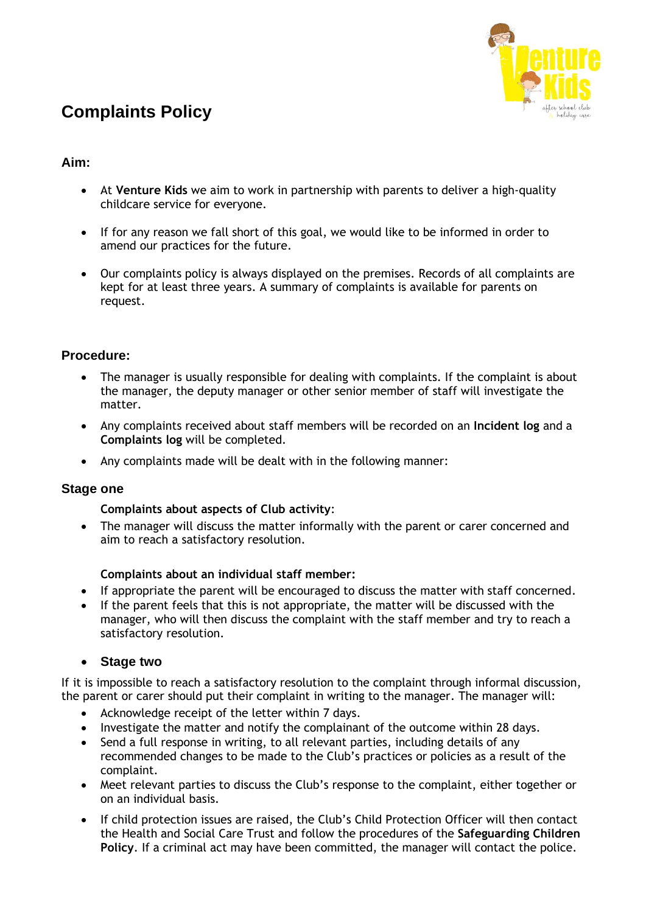# Complaints Policy

## Aim:

- At **Venture Kids** we aim to work in partnership with parents to deliver a high-quality childcare service for everyone.
- If for any reason we fall short of this goal, we would like to be informed in order to amend our practices for the future.
- Our complaints policy is always displayed on the premises. Records of all complaints are kept for at least three years. A summary of complaints is available for parents on request.

## Procedure:

- The manager is usually responsible for dealing with complaints. If the complaint is about the manager, the deputy manager or other senior member of staff will investigate the matter.
- Any complaints received about staff members will be recorded on an **Incident log** and a **Complaints log** will be completed.
- Any complaints made will be dealt with in the following manner:

### Stage one

**Complaints about aspects of Club activity**:

- The manager will discuss the matter informally with the parent or carer concerned and aim to reach a satisfactory resolution.

**Complaints about an individual staff member:**

- If appropriate the parent will be encouraged to discuss the matter with staff concerned.
- If the parent feels that this is not appropriate, the matter will be discussed with the manager, who will then discuss the complaint with the staff member and try to reach a satisfactory resolution.

### Stage two

If it is impossible to reach a satisfactory resolution to the complaint through informal discussion, the parent or carer should put their complaint in writing to the manager. The manager will:

- Acknowledge receipt of the letter within 7 days.
- Investigate the matter and notify the complainant of the outcome within 28 days.
- Send a full response in writing, to all relevant parties, including details of any recommended changes to be made to the Club's practices or policies as a result of the complaint.
- Meet relevant parties to discuss the Club's response to the complaint, either together or on an individual basis.
- If child protection issues are raised, the Club's Child Protection Officer will then contact the Health and Social Care Trust and follow the procedures of the **Safeguarding Children Policy**. If a criminal act may have been committed, the manager will contact the police.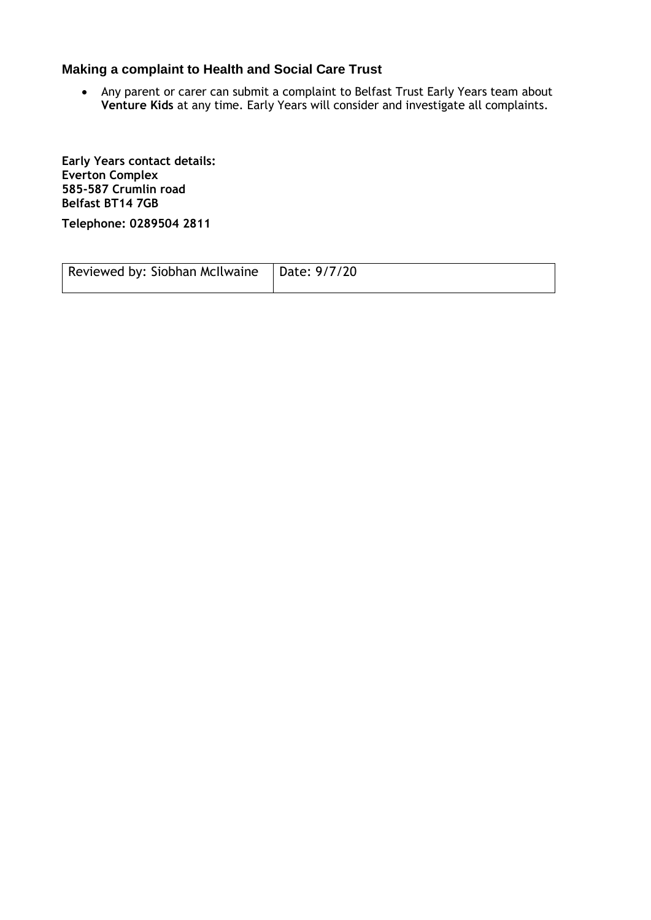### Making a complaint to Health and Social Care Trust

- Any parent or carer can submit a complaint to Belfast Trust Early Years team about **Venture Kids** at any time. Early Years will consider and investigate all complaints.

**Early Years contact details:**
**Everton Complex**
**585-587 Crumlin road**
**Belfast BT14 7GB**

**Telephone: 0289504 2811**

| | |
|---|---|
| Reviewed by: Siobhan McIlwaine | Date: 9/7/20 |